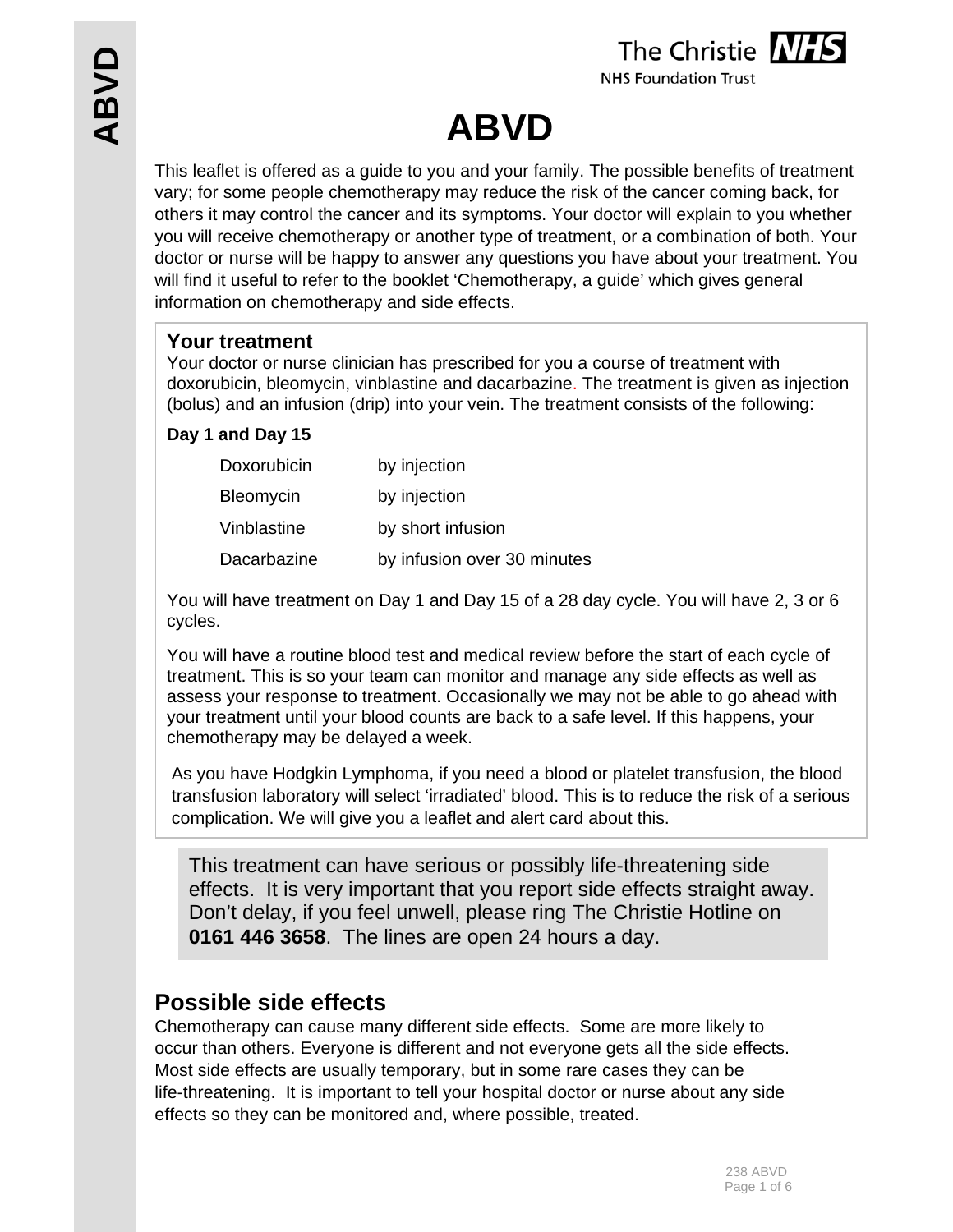# ABVD

This leaflet is offered as a guide to you and your family. The possible benefits of treatment vary; for some people chemotherapy may reduce the risk of the cancer coming back, for others it may control the cancer and its symptoms. Your doctor will explain to you whether you will receive chemotherapy or another type of treatment, or a combination of both. Your doctor or nurse will be happy to answer any questions you have about your treatment. You will find it useful to refer to the booklet 'Chemotherapy, a guide' which gives general information on chemotherapy and side effects.

## Your treatment

Your doctor or nurse clinician has prescribed for you a course of treatment with doxorubicin, bleomycin, vinblastine and dacarbazine. The treatment is given as injection (bolus) and an infusion (drip) into your vein. The treatment consists of the following:

**Day 1 and Day 15**

| | |
|---|---|
| Doxorubicin | by injection |
| Bleomycin | by injection |
| Vinblastine | by short infusion |
| Dacarbazine | by infusion over 30 minutes |

You will have treatment on Day 1 and Day 15 of a 28 day cycle. You will have 2, 3 or 6 cycles.

You will have a routine blood test and medical review before the start of each cycle of treatment. This is so your team can monitor and manage any side effects as well as assess your response to treatment. Occasionally we may not be able to go ahead with your treatment until your blood counts are back to a safe level. If this happens, your chemotherapy may be delayed a week.

As you have Hodgkin Lymphoma, if you need a blood or platelet transfusion, the blood transfusion laboratory will select 'irradiated' blood. This is to reduce the risk of a serious complication. We will give you a leaflet and alert card about this.

This treatment can have serious or possibly life-threatening side effects. It is very important that you report side effects straight away. Don't delay, if you feel unwell, please ring The Christie Hotline on **0161 446 3658**. The lines are open 24 hours a day.

## Possible side effects

Chemotherapy can cause many different side effects. Some are more likely to occur than others. Everyone is different and not everyone gets all the side effects. Most side effects are usually temporary, but in some rare cases they can be life-threatening. It is important to tell your hospital doctor or nurse about any side effects so they can be monitored and, where possible, treated.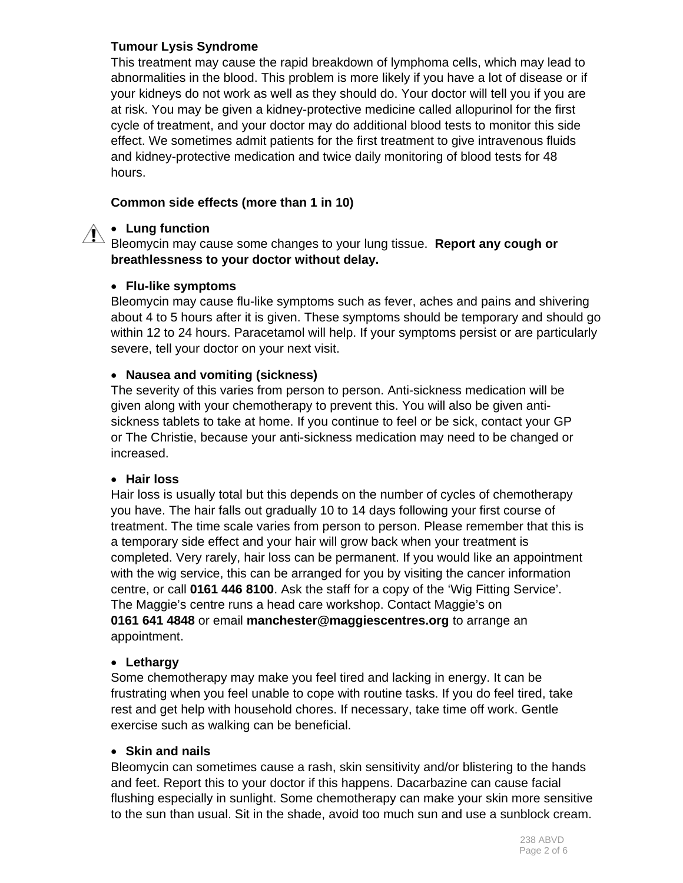**Tumour Lysis Syndrome**

This treatment may cause the rapid breakdown of lymphoma cells, which may lead to abnormalities in the blood. This problem is more likely if you have a lot of disease or if your kidneys do not work as well as they should do. Your doctor will tell you if you are at risk. You may be given a kidney-protective medicine called allopurinol for the first cycle of treatment, and your doctor may do additional blood tests to monitor this side effect. We sometimes admit patients for the first treatment to give intravenous fluids and kidney-protective medication and twice daily monitoring of blood tests for 48 hours.

**Common side effects (more than 1 in 10)**

- **Lung function**

Bleomycin may cause some changes to your lung tissue. **Report any cough or breathlessness to your doctor without delay.**

- **Flu-like symptoms**

Bleomycin may cause flu-like symptoms such as fever, aches and pains and shivering about 4 to 5 hours after it is given. These symptoms should be temporary and should go within 12 to 24 hours. Paracetamol will help. If your symptoms persist or are particularly severe, tell your doctor on your next visit.

- **Nausea and vomiting (sickness)**

The severity of this varies from person to person. Anti-sickness medication will be given along with your chemotherapy to prevent this. You will also be given anti-sickness tablets to take at home. If you continue to feel or be sick, contact your GP or The Christie, because your anti-sickness medication may need to be changed or increased.

- **Hair loss**

Hair loss is usually total but this depends on the number of cycles of chemotherapy you have. The hair falls out gradually 10 to 14 days following your first course of treatment. The time scale varies from person to person. Please remember that this is a temporary side effect and your hair will grow back when your treatment is completed. Very rarely, hair loss can be permanent. If you would like an appointment with the wig service, this can be arranged for you by visiting the cancer information centre, or call **0161 446 8100**. Ask the staff for a copy of the 'Wig Fitting Service'. The Maggie's centre runs a head care workshop. Contact Maggie's on **0161 641 4848** or email **manchester@maggiescentres.org** to arrange an appointment.

- **Lethargy**

Some chemotherapy may make you feel tired and lacking in energy. It can be frustrating when you feel unable to cope with routine tasks. If you do feel tired, take rest and get help with household chores. If necessary, take time off work. Gentle exercise such as walking can be beneficial.

- **Skin and nails**

Bleomycin can sometimes cause a rash, skin sensitivity and/or blistering to the hands and feet. Report this to your doctor if this happens. Dacarbazine can cause facial flushing especially in sunlight. Some chemotherapy can make your skin more sensitive to the sun than usual. Sit in the shade, avoid too much sun and use a sunblock cream.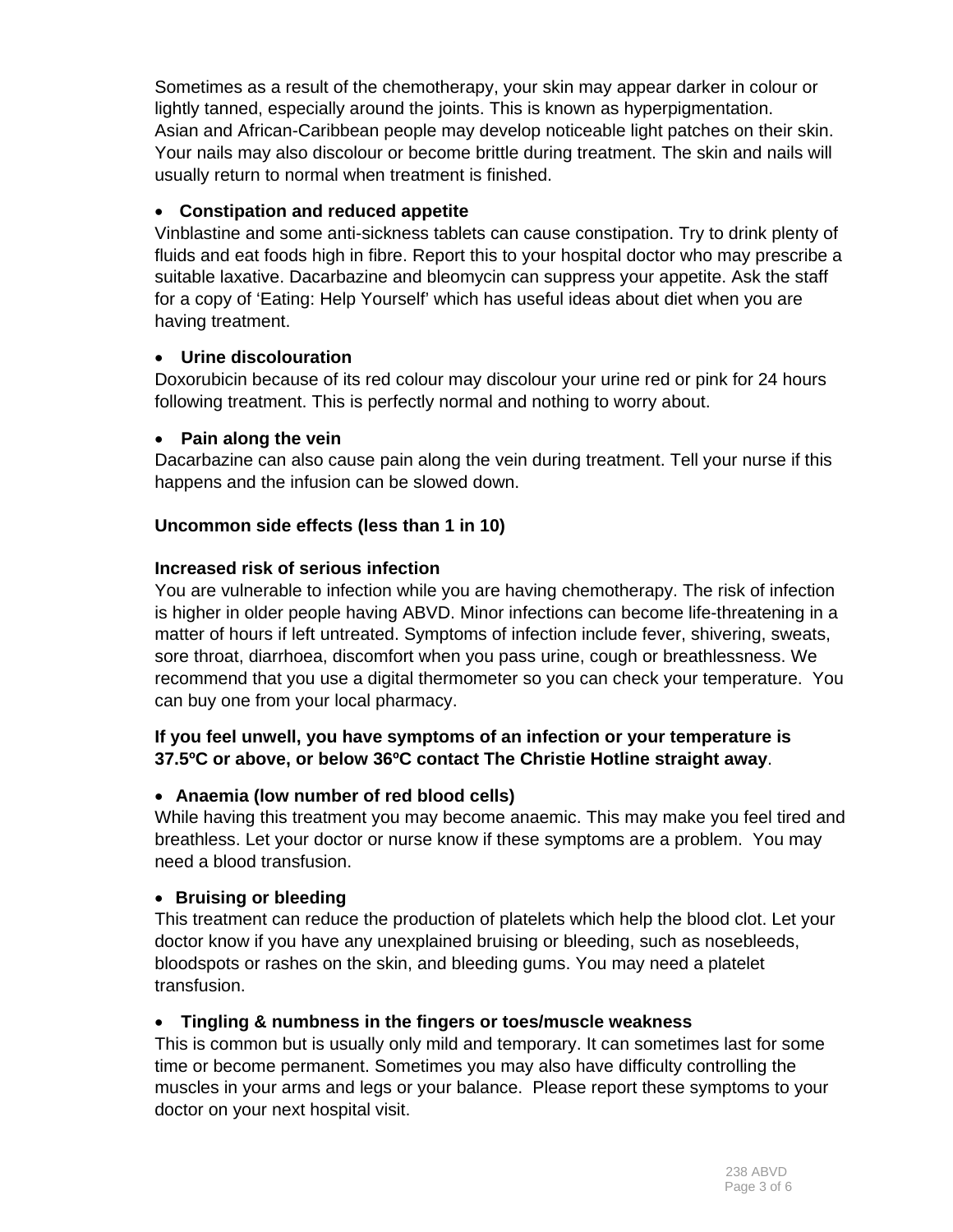Sometimes as a result of the chemotherapy, your skin may appear darker in colour or lightly tanned, especially around the joints. This is known as hyperpigmentation. Asian and African-Caribbean people may develop noticeable light patches on their skin. Your nails may also discolour or become brittle during treatment. The skin and nails will usually return to normal when treatment is finished.

- **Constipation and reduced appetite**

Vinblastine and some anti-sickness tablets can cause constipation. Try to drink plenty of fluids and eat foods high in fibre. Report this to your hospital doctor who may prescribe a suitable laxative. Dacarbazine and bleomycin can suppress your appetite. Ask the staff for a copy of 'Eating: Help Yourself' which has useful ideas about diet when you are having treatment.

- **Urine discolouration**

Doxorubicin because of its red colour may discolour your urine red or pink for 24 hours following treatment. This is perfectly normal and nothing to worry about.

- **Pain along the vein**

Dacarbazine can also cause pain along the vein during treatment. Tell your nurse if this happens and the infusion can be slowed down.

**Uncommon side effects (less than 1 in 10)**

**Increased risk of serious infection**

You are vulnerable to infection while you are having chemotherapy. The risk of infection is higher in older people having ABVD. Minor infections can become life-threatening in a matter of hours if left untreated. Symptoms of infection include fever, shivering, sweats, sore throat, diarrhoea, discomfort when you pass urine, cough or breathlessness. We recommend that you use a digital thermometer so you can check your temperature. You can buy one from your local pharmacy.

**If you feel unwell, you have symptoms of an infection or your temperature is 37.5ºC or above, or below 36ºC contact The Christie Hotline straight away**.

- **Anaemia (low number of red blood cells)**

While having this treatment you may become anaemic. This may make you feel tired and breathless. Let your doctor or nurse know if these symptoms are a problem. You may need a blood transfusion.

- **Bruising or bleeding**

This treatment can reduce the production of platelets which help the blood clot. Let your doctor know if you have any unexplained bruising or bleeding, such as nosebleeds, bloodspots or rashes on the skin, and bleeding gums. You may need a platelet transfusion.

- **Tingling & numbness in the fingers or toes/muscle weakness**

This is common but is usually only mild and temporary. It can sometimes last for some time or become permanent. Sometimes you may also have difficulty controlling the muscles in your arms and legs or your balance. Please report these symptoms to your doctor on your next hospital visit.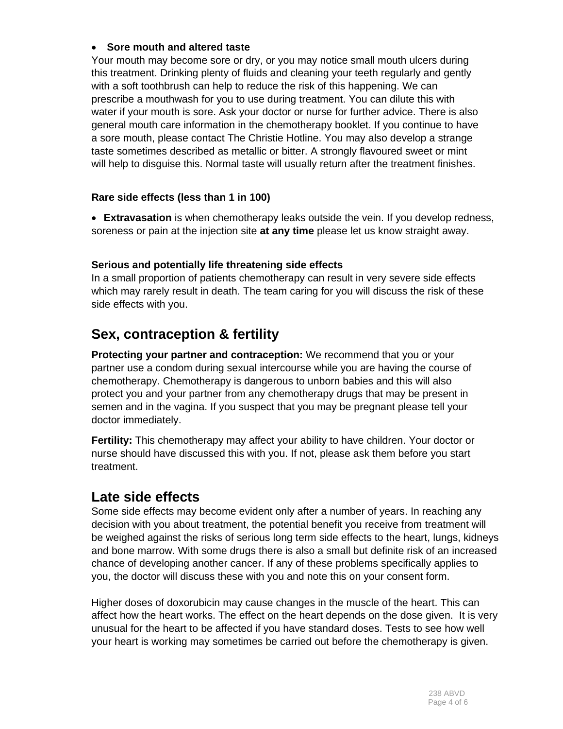- **Sore mouth and altered taste**

Your mouth may become sore or dry, or you may notice small mouth ulcers during this treatment. Drinking plenty of fluids and cleaning your teeth regularly and gently with a soft toothbrush can help to reduce the risk of this happening. We can prescribe a mouthwash for you to use during treatment. You can dilute this with water if your mouth is sore. Ask your doctor or nurse for further advice. There is also general mouth care information in the chemotherapy booklet. If you continue to have a sore mouth, please contact The Christie Hotline. You may also develop a strange taste sometimes described as metallic or bitter. A strongly flavoured sweet or mint will help to disguise this. Normal taste will usually return after the treatment finishes.

### Rare side effects (less than 1 in 100)

- **Extravasation** is when chemotherapy leaks outside the vein. If you develop redness, soreness or pain at the injection site **at any time** please let us know straight away.

### Serious and potentially life threatening side effects

In a small proportion of patients chemotherapy can result in very severe side effects which may rarely result in death. The team caring for you will discuss the risk of these side effects with you.

## Sex, contraception & fertility

**Protecting your partner and contraception:** We recommend that you or your partner use a condom during sexual intercourse while you are having the course of chemotherapy. Chemotherapy is dangerous to unborn babies and this will also protect you and your partner from any chemotherapy drugs that may be present in semen and in the vagina. If you suspect that you may be pregnant please tell your doctor immediately.

**Fertility:** This chemotherapy may affect your ability to have children. Your doctor or nurse should have discussed this with you. If not, please ask them before you start treatment.

## Late side effects

Some side effects may become evident only after a number of years. In reaching any decision with you about treatment, the potential benefit you receive from treatment will be weighed against the risks of serious long term side effects to the heart, lungs, kidneys and bone marrow. With some drugs there is also a small but definite risk of an increased chance of developing another cancer. If any of these problems specifically applies to you, the doctor will discuss these with you and note this on your consent form.

Higher doses of doxorubicin may cause changes in the muscle of the heart. This can affect how the heart works. The effect on the heart depends on the dose given. It is very unusual for the heart to be affected if you have standard doses. Tests to see how well your heart is working may sometimes be carried out before the chemotherapy is given.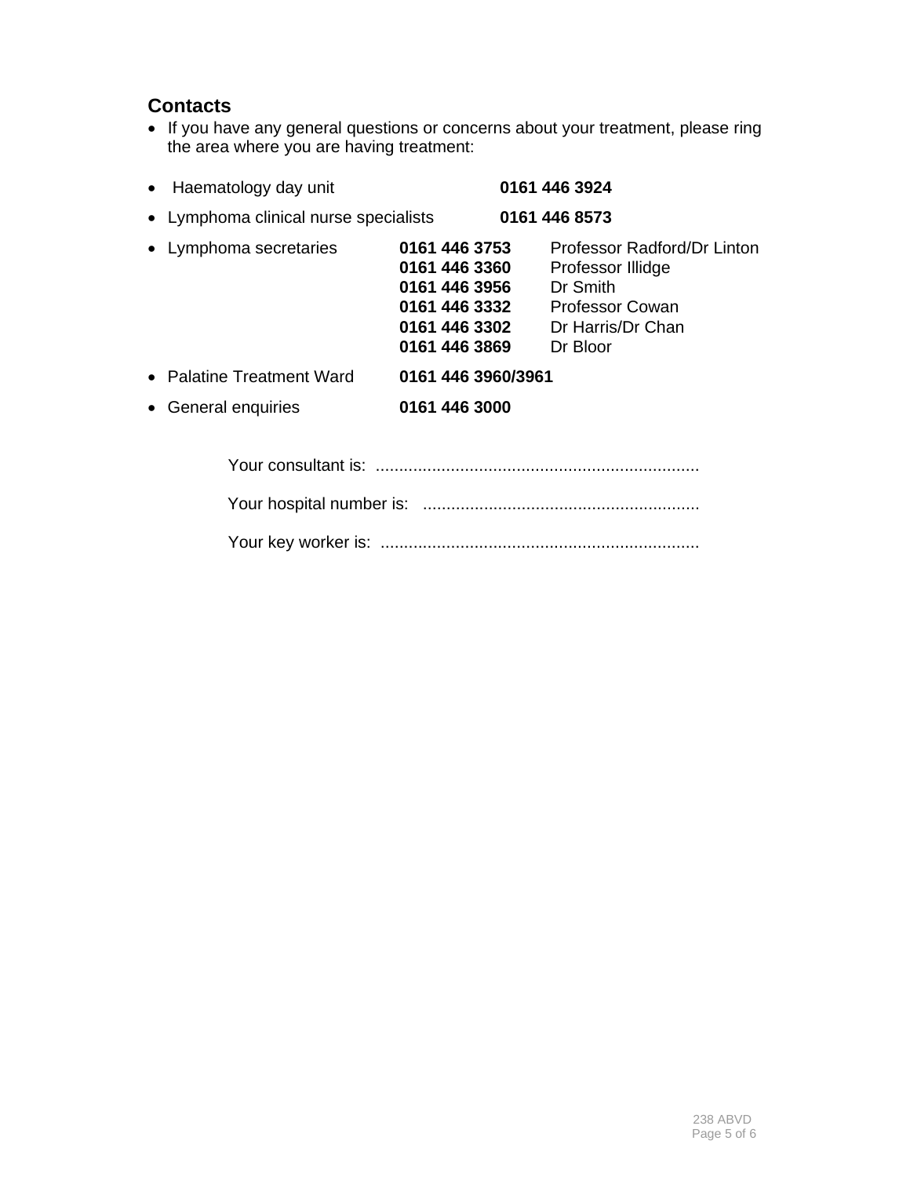## Contacts

- If you have any general questions or concerns about your treatment, please ring the area where you are having treatment:

- Haematology day unit **0161 446 3924**
- Lymphoma clinical nurse specialists **0161 446 8573**
- Lymphoma secretaries
  - **0161 446 3753** Professor Radford/Dr Linton
  - **0161 446 3360** Professor Illidge
  - **0161 446 3956** Dr Smith
  - **0161 446 3332** Professor Cowan
  - **0161 446 3302** Dr Harris/Dr Chan
  - **0161 446 3869** Dr Bloor
- Palatine Treatment Ward **0161 446 3960/3961**
- General enquiries **0161 446 3000**

Your consultant is: ....................................................................

Your hospital number is: ..........................................................

Your key worker is: ...................................................................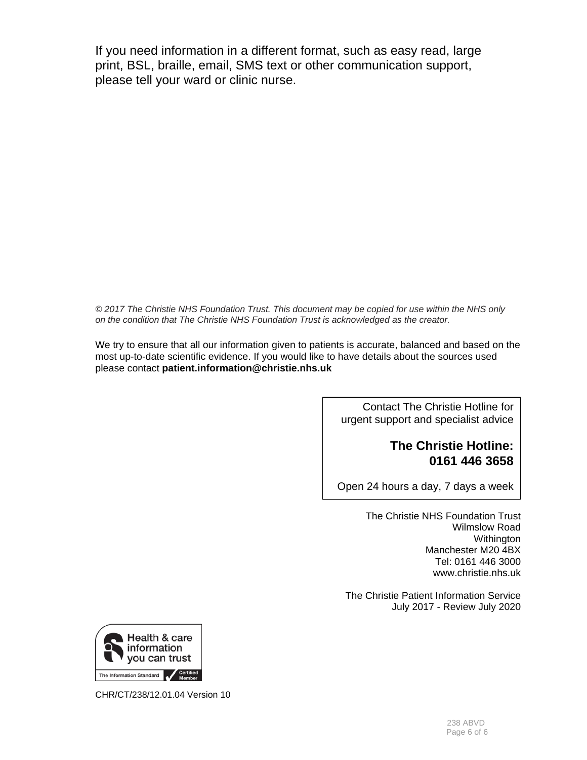If you need information in a different format, such as easy read, large print, BSL, braille, email, SMS text or other communication support, please tell your ward or clinic nurse.

*© 2017 The Christie NHS Foundation Trust. This document may be copied for use within the NHS only on the condition that The Christie NHS Foundation Trust is acknowledged as the creator.*

We try to ensure that all our information given to patients is accurate, balanced and based on the most up-to-date scientific evidence. If you would like to have details about the sources used please contact **patient.information@christie.nhs.uk**

Contact The Christie Hotline for urgent support and specialist advice

**The Christie Hotline: 0161 446 3658**

Open 24 hours a day, 7 days a week

The Christie NHS Foundation Trust
Wilmslow Road
Withington
Manchester M20 4BX
Tel: 0161 446 3000
www.christie.nhs.uk

The Christie Patient Information Service
July 2017 - Review July 2020

Health & care information you can trust
The Information Standard Certified Member

CHR/CT/238/12.01.04 Version 10

238 ABVD